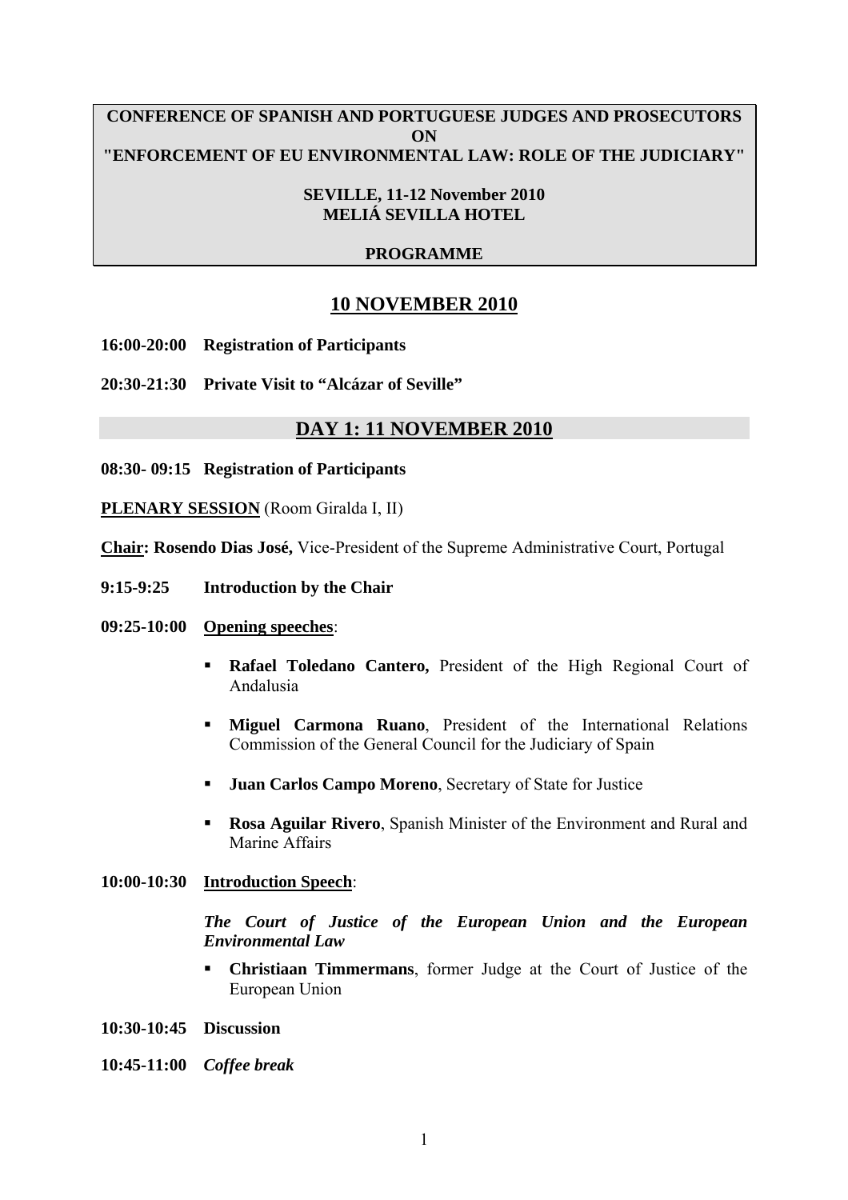**CONFERENCE OF SPANISH AND PORTUGUESE JUDGES AND PROSECUTORS ON "ENFORCEMENT OF EU ENVIRONMENTAL LAW: ROLE OF THE JUDICIARY"**

**SEVILLE, 11-12 November 2010**
**MELIÁ SEVILLA HOTEL**

**PROGRAMME**

## 10 NOVEMBER 2010

**16:00-20:00 Registration of Participants**

**20:30-21:30 Private Visit to "Alcázar of Seville"**

## DAY 1: 11 NOVEMBER 2010

**08:30- 09:15 Registration of Participants**

**PLENARY SESSION** (Room Giralda I, II)

**Chair: Rosendo Dias José,** Vice-President of the Supreme Administrative Court, Portugal

**9:15-9:25 Introduction by the Chair**

**09:25-10:00 Opening speeches**:

- **Rafael Toledano Cantero,** President of the High Regional Court of Andalusia
- **Miguel Carmona Ruano**, President of the International Relations Commission of the General Council for the Judiciary of Spain
- **Juan Carlos Campo Moreno**, Secretary of State for Justice
- **Rosa Aguilar Rivero**, Spanish Minister of the Environment and Rural and Marine Affairs

**10:00-10:30 Introduction Speech**:

***The Court of Justice of the European Union and the European Environmental Law***

- **Christiaan Timmermans**, former Judge at the Court of Justice of the European Union

**10:30-10:45 Discussion**

**10:45-11:00** ***Coffee break***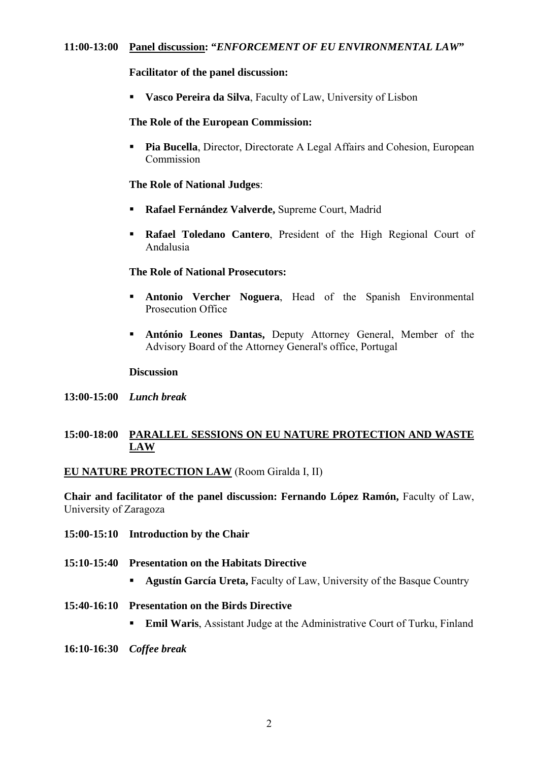**11:00-13:00** **Panel discussion: "*ENFORCEMENT OF EU ENVIRONMENTAL LAW*"**

**Facilitator of the panel discussion:**

- **Vasco Pereira da Silva**, Faculty of Law, University of Lisbon

**The Role of the European Commission:**

- **Pia Bucella**, Director, Directorate A Legal Affairs and Cohesion, European Commission

**The Role of National Judges**:

- **Rafael Fernández Valverde,** Supreme Court, Madrid
- **Rafael Toledano Cantero**, President of the High Regional Court of Andalusia

**The Role of National Prosecutors:**

- **Antonio Vercher Noguera**, Head of the Spanish Environmental Prosecution Office
- **António Leones Dantas,** Deputy Attorney General, Member of the Advisory Board of the Attorney General's office, Portugal

**Discussion**

**13:00-15:00** ***Lunch break***

**15:00-18:00** **PARALLEL SESSIONS ON EU NATURE PROTECTION AND WASTE LAW**

**EU NATURE PROTECTION LAW** (Room Giralda I, II)

**Chair and facilitator of the panel discussion: Fernando López Ramón,** Faculty of Law, University of Zaragoza

**15:00-15:10** **Introduction by the Chair**

**15:10-15:40** **Presentation on the Habitats Directive**

- **Agustín García Ureta,** Faculty of Law, University of the Basque Country

**15:40-16:10** **Presentation on the Birds Directive**

- **Emil Waris**, Assistant Judge at the Administrative Court of Turku, Finland

**16:10-16:30** ***Coffee break***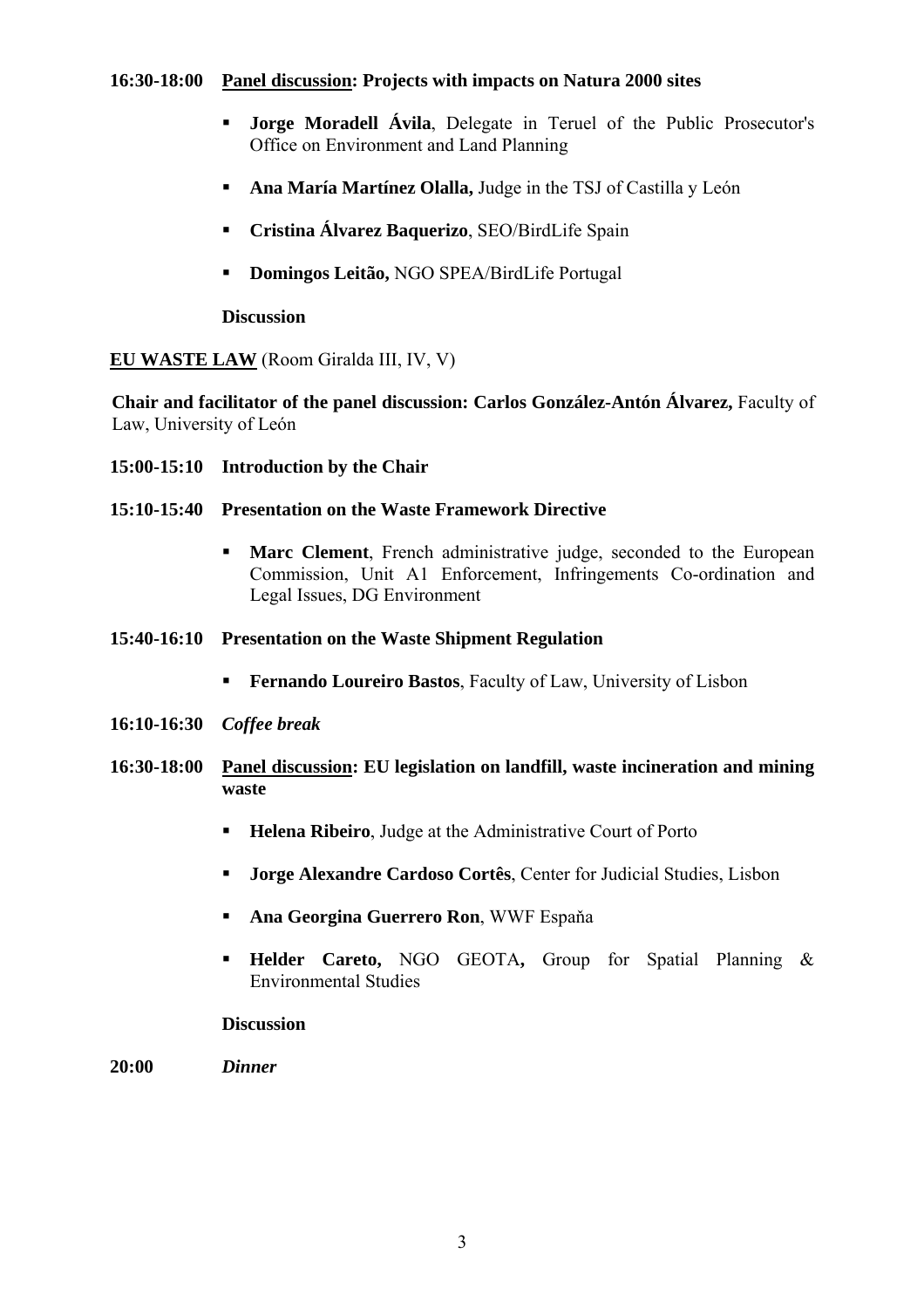**16:30-18:00** **<u>Panel discussion</u>: Projects with impacts on Natura 2000 sites**

- **Jorge Moradell Ávila**, Delegate in Teruel of the Public Prosecutor's Office on Environment and Land Planning
- **Ana María Martínez Olalla,** Judge in the TSJ of Castilla y León
- **Cristina Álvarez Baquerizo**, SEO/BirdLife Spain
- **Domingos Leitão,** NGO SPEA/BirdLife Portugal

**Discussion**

**<u>EU WASTE LAW</u>** (Room Giralda III, IV, V)

**Chair and facilitator of the panel discussion: Carlos González-Antón Álvarez,** Faculty of Law, University of León

**15:00-15:10** **Introduction by the Chair**

**15:10-15:40** **Presentation on the Waste Framework Directive**

- **Marc Clement**, French administrative judge, seconded to the European Commission, Unit A1 Enforcement, Infringements Co-ordination and Legal Issues, DG Environment

**15:40-16:10** **Presentation on the Waste Shipment Regulation**

- **Fernando Loureiro Bastos**, Faculty of Law, University of Lisbon

**16:10-16:30** ***Coffee break***

**16:30-18:00** **<u>Panel discussion</u>: EU legislation on landfill, waste incineration and mining waste**

- **Helena Ribeiro**, Judge at the Administrative Court of Porto
- **Jorge Alexandre Cardoso Cortês**, Center for Judicial Studies, Lisbon
- **Ana Georgina Guerrero Ron**, WWF Espaňa
- **Helder Careto,** NGO GEOTA**,** Group for Spatial Planning & Environmental Studies

**Discussion**

**20:00** ***Dinner***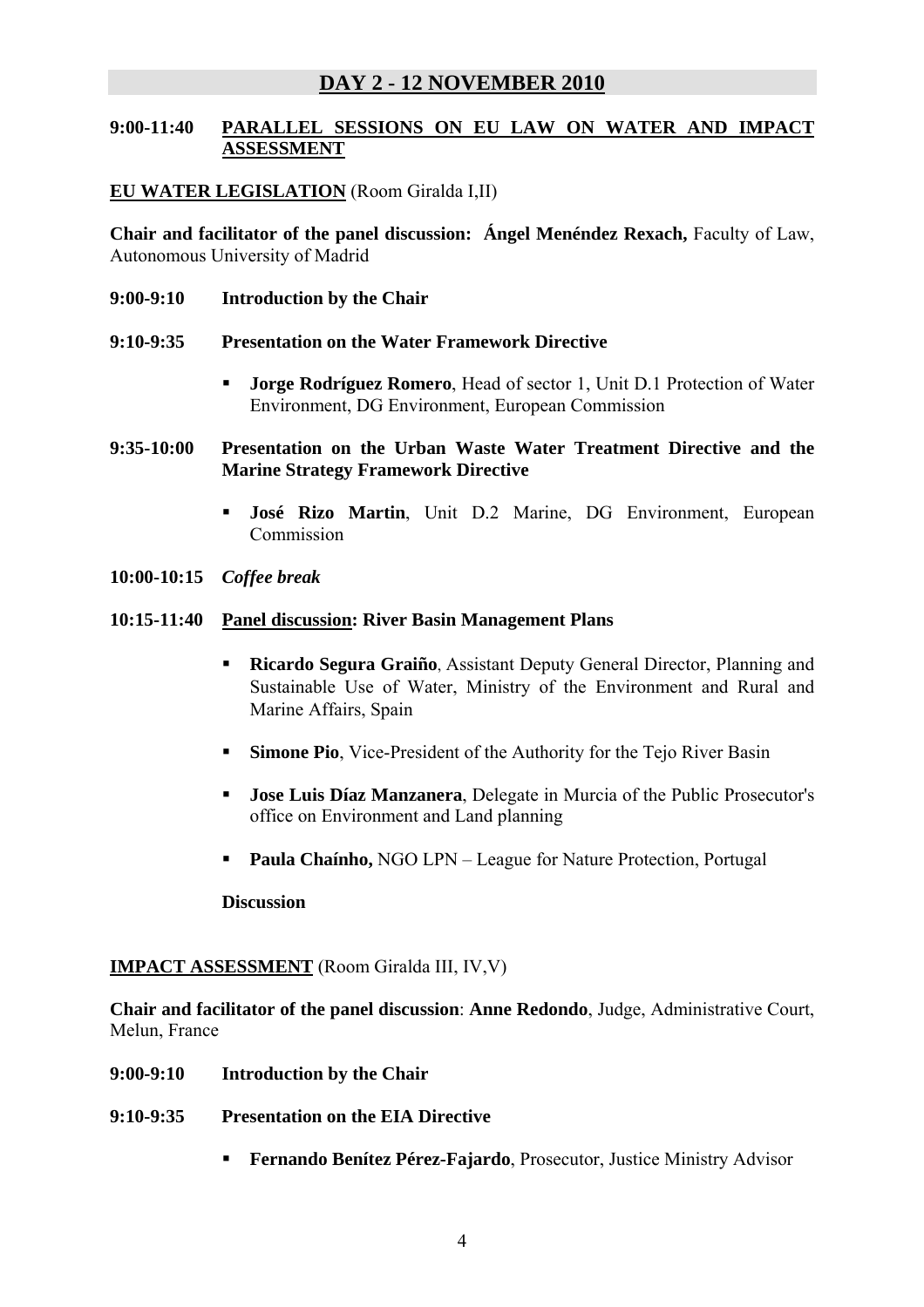## DAY 2 - 12 NOVEMBER 2010

**9:00-11:40 PARALLEL SESSIONS ON EU LAW ON WATER AND IMPACT ASSESSMENT**

**EU WATER LEGISLATION** (Room Giralda I,II)

**Chair and facilitator of the panel discussion: Ángel Menéndez Rexach,** Faculty of Law, Autonomous University of Madrid

**9:00-9:10 Introduction by the Chair**

**9:10-9:35 Presentation on the Water Framework Directive**

- **Jorge Rodríguez Romero**, Head of sector 1, Unit D.1 Protection of Water Environment, DG Environment, European Commission

**9:35-10:00 Presentation on the Urban Waste Water Treatment Directive and the Marine Strategy Framework Directive**

- **José Rizo Martin**, Unit D.2 Marine, DG Environment, European Commission

**10:00-10:15** ***Coffee break***

**10:15-11:40 Panel discussion: River Basin Management Plans**

- **Ricardo Segura Graiño**, Assistant Deputy General Director, Planning and Sustainable Use of Water, Ministry of the Environment and Rural and Marine Affairs, Spain
- **Simone Pio**, Vice-President of the Authority for the Tejo River Basin
- **Jose Luis Díaz Manzanera**, Delegate in Murcia of the Public Prosecutor's office on Environment and Land planning
- **Paula Chaínho,** NGO LPN – League for Nature Protection, Portugal

**Discussion**

**IMPACT ASSESSMENT** (Room Giralda III, IV,V)

**Chair and facilitator of the panel discussion**: **Anne Redondo**, Judge, Administrative Court, Melun, France

**9:00-9:10 Introduction by the Chair**

**9:10-9:35 Presentation on the EIA Directive**

- **Fernando Benítez Pérez-Fajardo**, Prosecutor, Justice Ministry Advisor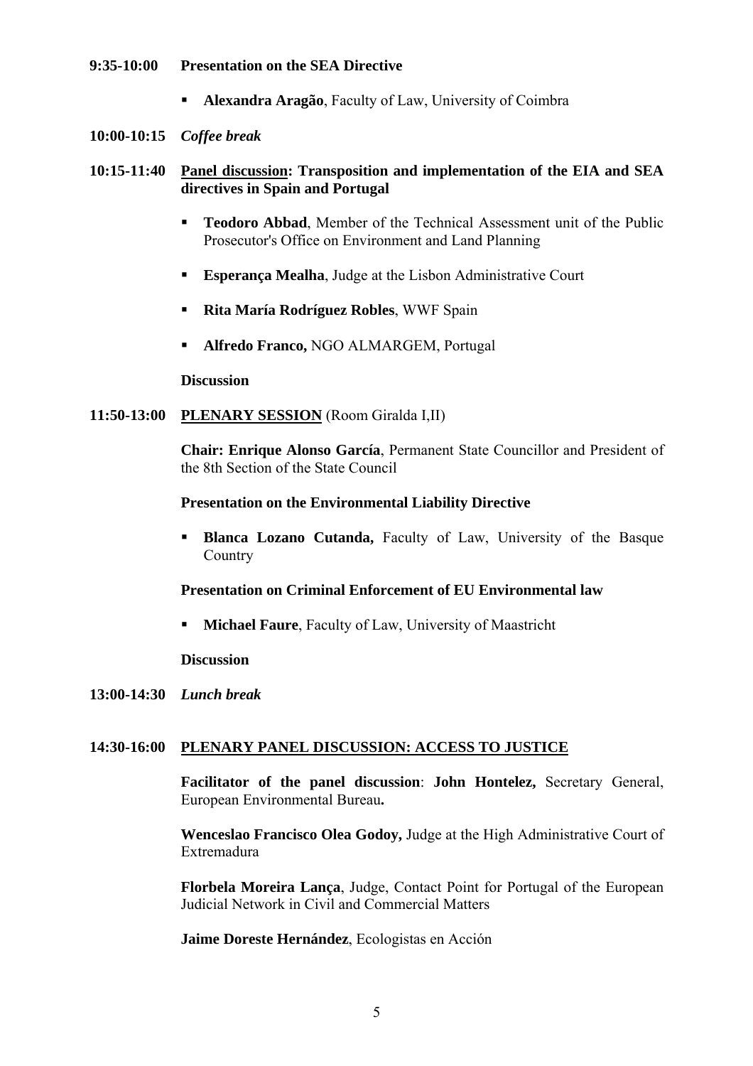**9:35-10:00 Presentation on the SEA Directive**

- **Alexandra Aragão**, Faculty of Law, University of Coimbra

**10:00-10:15** ***Coffee break***

**10:15-11:40 Panel discussion: Transposition and implementation of the EIA and SEA directives in Spain and Portugal**

- **Teodoro Abbad**, Member of the Technical Assessment unit of the Public Prosecutor's Office on Environment and Land Planning
- **Esperança Mealha**, Judge at the Lisbon Administrative Court
- **Rita María Rodríguez Robles**, WWF Spain
- **Alfredo Franco,** NGO ALMARGEM, Portugal

**Discussion**

**11:50-13:00 PLENARY SESSION** (Room Giralda I,II)

**Chair: Enrique Alonso García**, Permanent State Councillor and President of the 8th Section of the State Council

**Presentation on the Environmental Liability Directive**

- **Blanca Lozano Cutanda,** Faculty of Law, University of the Basque Country

**Presentation on Criminal Enforcement of EU Environmental law**

- **Michael Faure**, Faculty of Law, University of Maastricht

**Discussion**

**13:00-14:30** ***Lunch break***

**14:30-16:00 PLENARY PANEL DISCUSSION: ACCESS TO JUSTICE**

**Facilitator of the panel discussion**: **John Hontelez,** Secretary General, European Environmental Bureau**.**

**Wenceslao Francisco Olea Godoy,** Judge at the High Administrative Court of Extremadura

**Florbela Moreira Lança**, Judge, Contact Point for Portugal of the European Judicial Network in Civil and Commercial Matters

**Jaime Doreste Hernández**, Ecologistas en Acción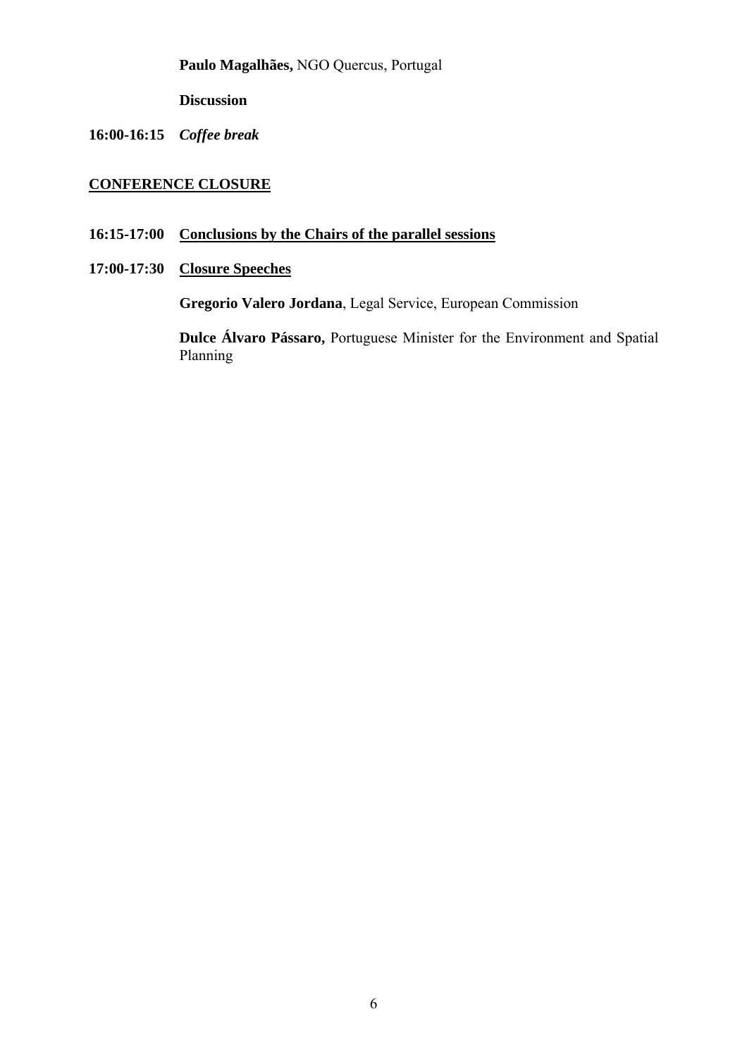**Paulo Magalhães,** NGO Quercus, Portugal

**Discussion**

**16:00-16:15** ***Coffee break***

## CONFERENCE CLOSURE

**16:15-17:00** **Conclusions by the Chairs of the parallel sessions**

**17:00-17:30** **Closure Speeches**

**Gregorio Valero Jordana**, Legal Service, European Commission

**Dulce Álvaro Pássaro,** Portuguese Minister for the Environment and Spatial Planning